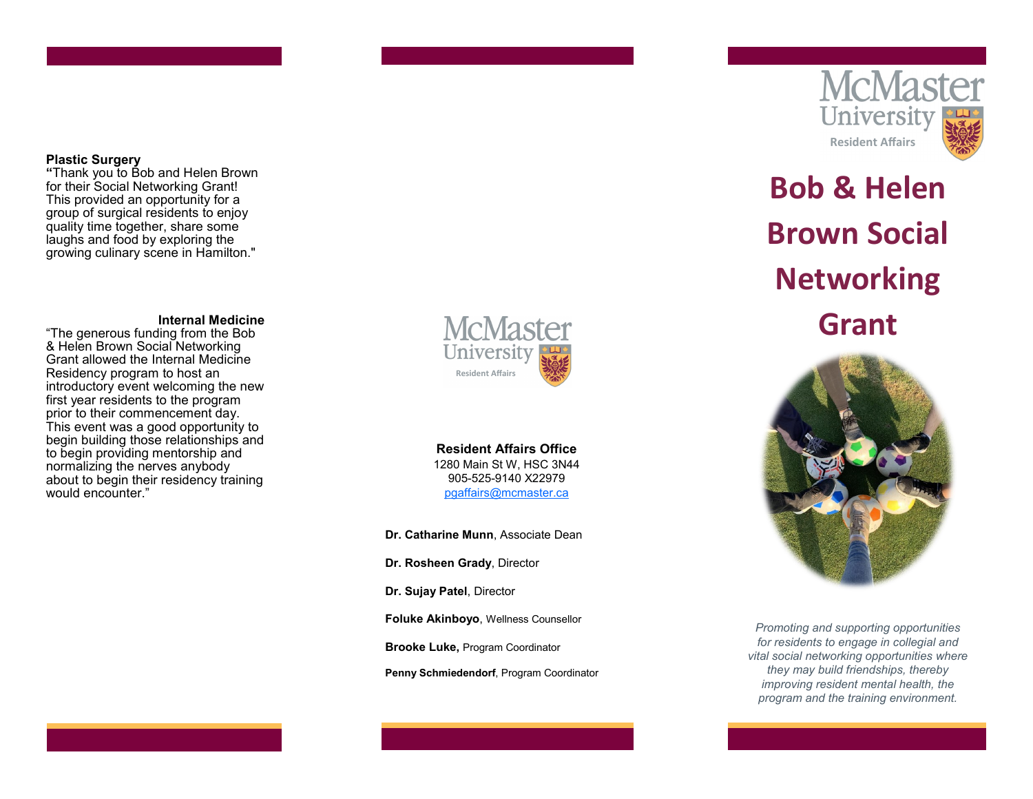**Plastic Surgery**

"Thank you to Bob and Helen Brown for their Social Networking Grant! This provided an opportunity for a group of surgical residents to enjoy quality time together, share some laughs and food by exploring the growing culinary scene in Hamilton."

**Internal Medicine**

"The generous funding from the Bob & Helen Brown Social Networking Grant allowed the Internal Medicine Residency program to host an introductory event welcoming the new first year residents to the program prior to their commencement day. This event was a good opportunity to begin building those relationships and to begin providing mentorship and normalizing the nerves anybody about to begin their residency training would encounter."

McMaster University
Resident Affairs

**Resident Affairs Office**
1280 Main St W, HSC 3N44
905-525-9140 X22979
pgaffairs@mcmaster.ca

**Dr. Catharine Munn**, Associate Dean

**Dr. Rosheen Grady**, Director

**Dr. Sujay Patel**, Director

**Foluke Akinboyo**, Wellness Counsellor

**Brooke Luke,** Program Coordinator

**Penny Schmiedendorf**, Program Coordinator

McMaster University
Resident Affairs

# Bob & Helen Brown Social Networking Grant

*Promoting and supporting opportunities for residents to engage in collegial and vital social networking opportunities where they may build friendships, thereby improving resident mental health, the program and the training environment.*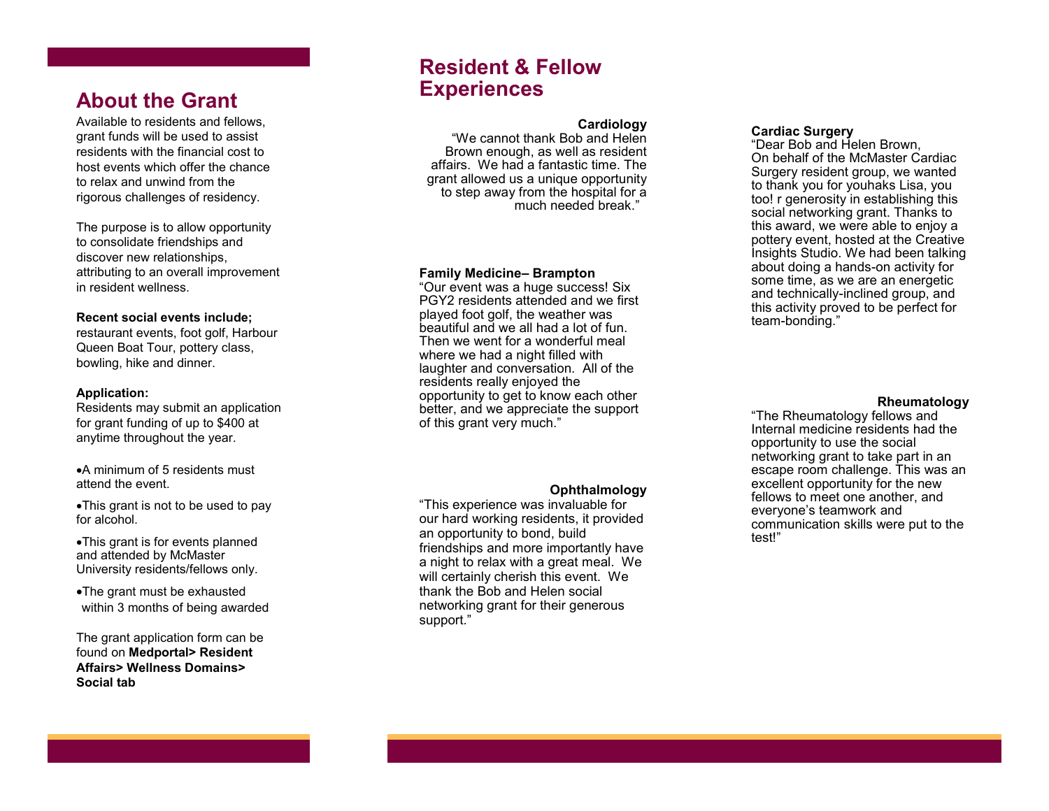## About the Grant

Available to residents and fellows, grant funds will be used to assist residents with the financial cost to host events which offer the chance to relax and unwind from the rigorous challenges of residency.

The purpose is to allow opportunity to consolidate friendships and discover new relationships, attributing to an overall improvement in resident wellness.

**Recent social events include;**
restaurant events, foot golf, Harbour Queen Boat Tour, pottery class, bowling, hike and dinner.

**Application:**
Residents may submit an application for grant funding of up to $400 at anytime throughout the year.

- A minimum of 5 residents must attend the event.
- This grant is not to be used to pay for alcohol.
- This grant is for events planned and attended by McMaster University residents/fellows only.
- The grant must be exhausted within 3 months of being awarded

The grant application form can be found on **Medportal> Resident Affairs> Wellness Domains> Social tab**

## Resident & Fellow Experiences

**Cardiology**
"We cannot thank Bob and Helen Brown enough, as well as resident affairs. We had a fantastic time. The grant allowed us a unique opportunity to step away from the hospital for a much needed break."

**Family Medicine– Brampton**
"Our event was a huge success! Six PGY2 residents attended and we first played foot golf, the weather was beautiful and we all had a lot of fun. Then we went for a wonderful meal where we had a night filled with laughter and conversation. All of the residents really enjoyed the opportunity to get to know each other better, and we appreciate the support of this grant very much."

**Ophthalmology**
"This experience was invaluable for our hard working residents, it provided an opportunity to bond, build friendships and more importantly have a night to relax with a great meal. We will certainly cherish this event. We thank the Bob and Helen social networking grant for their generous support."

**Cardiac Surgery**
"Dear Bob and Helen Brown,
On behalf of the McMaster Cardiac Surgery resident group, we wanted to thank you for youhaks Lisa, you too! r generosity in establishing this social networking grant. Thanks to this award, we were able to enjoy a pottery event, hosted at the Creative Insights Studio. We had been talking about doing a hands-on activity for some time, as we are an energetic and technically-inclined group, and this activity proved to be perfect for team-bonding."

**Rheumatology**
"The Rheumatology fellows and Internal medicine residents had the opportunity to use the social networking grant to take part in an escape room challenge. This was an excellent opportunity for the new fellows to meet one another, and everyone's teamwork and communication skills were put to the test!"